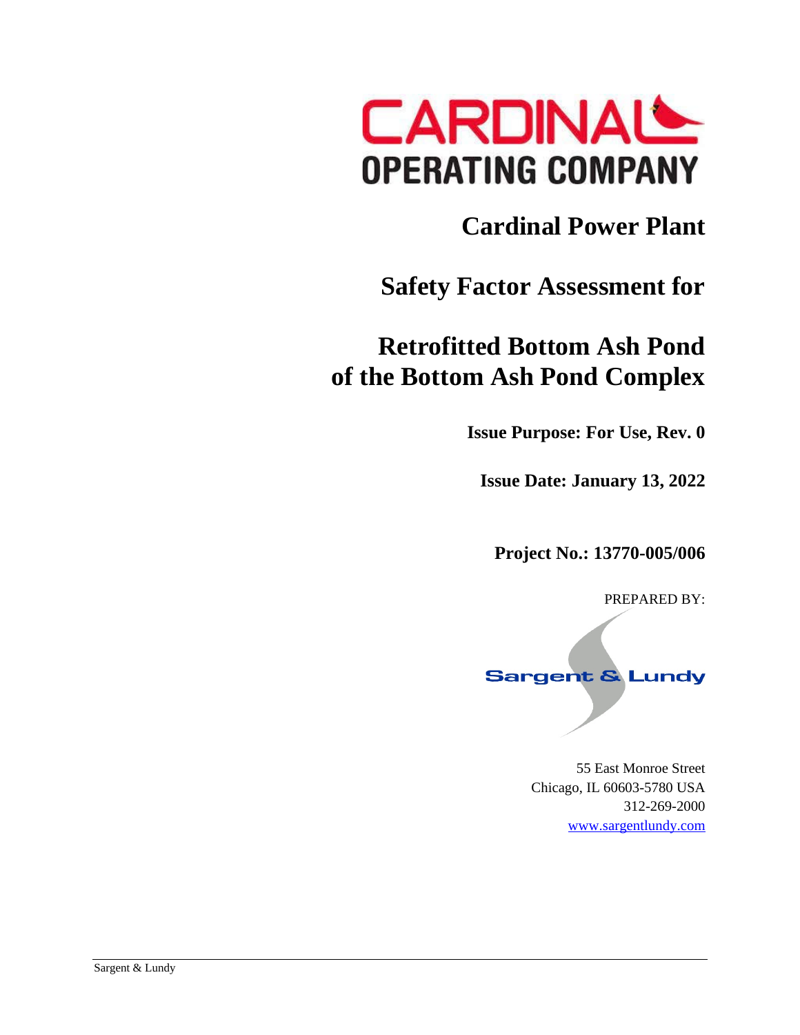CARDINAL OPERATING COMPANY

# Cardinal Power Plant

# Safety Factor Assessment for

# Retrofitted Bottom Ash Pond of the Bottom Ash Pond Complex

**Issue Purpose: For Use, Rev. 0**

**Issue Date: January 13, 2022**

**Project No.: 13770-005/006**

PREPARED BY:

Sargent & Lundy

55 East Monroe Street
Chicago, IL 60603-5780 USA
312-269-2000
www.sargentlundy.com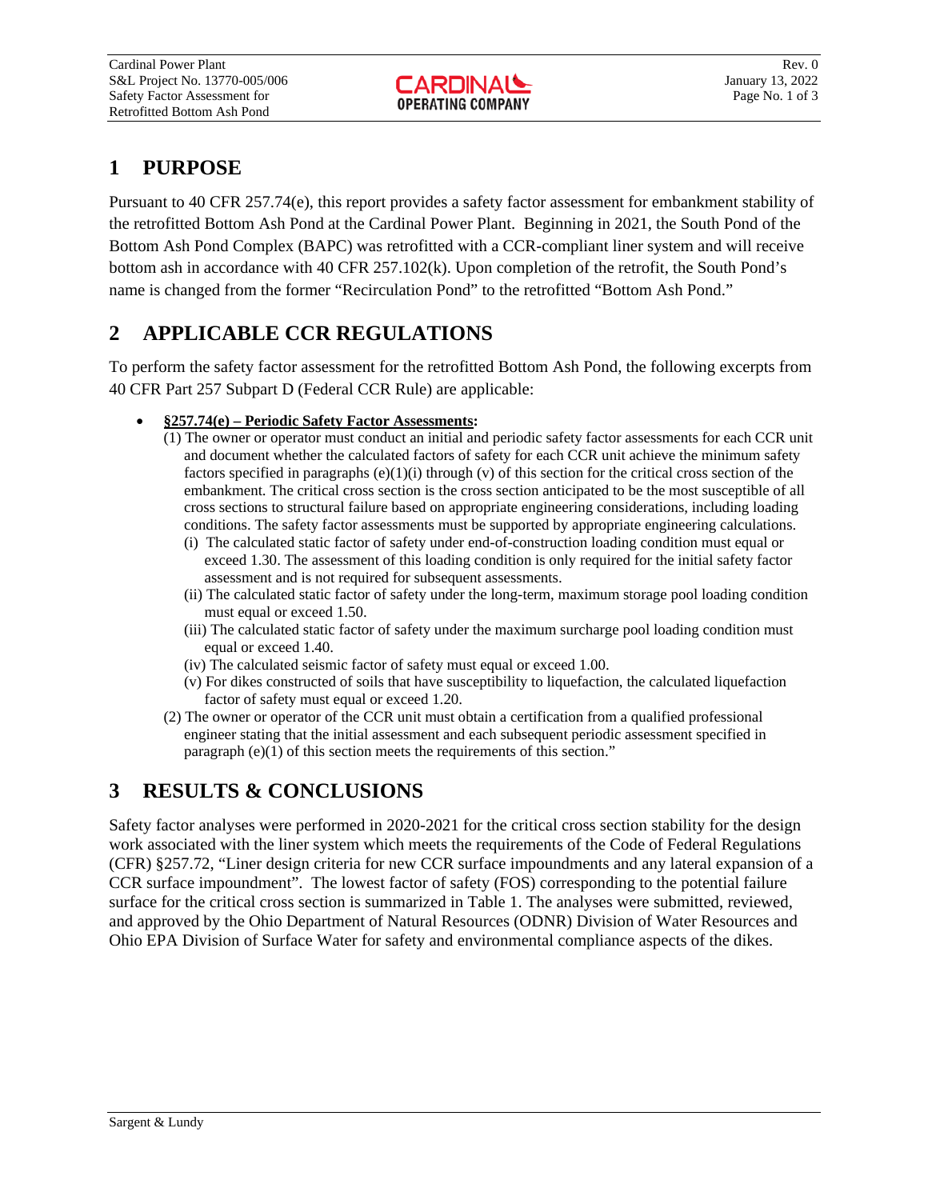# 1 PURPOSE

Pursuant to 40 CFR 257.74(e), this report provides a safety factor assessment for embankment stability of the retrofitted Bottom Ash Pond at the Cardinal Power Plant. Beginning in 2021, the South Pond of the Bottom Ash Pond Complex (BAPC) was retrofitted with a CCR-compliant liner system and will receive bottom ash in accordance with 40 CFR 257.102(k). Upon completion of the retrofit, the South Pond's name is changed from the former "Recirculation Pond" to the retrofitted "Bottom Ash Pond."

# 2 APPLICABLE CCR REGULATIONS

To perform the safety factor assessment for the retrofitted Bottom Ash Pond, the following excerpts from 40 CFR Part 257 Subpart D (Federal CCR Rule) are applicable:

- **§257.74(e) – Periodic Safety Factor Assessments:**
  (1) The owner or operator must conduct an initial and periodic safety factor assessments for each CCR unit and document whether the calculated factors of safety for each CCR unit achieve the minimum safety factors specified in paragraphs (e)(1)(i) through (v) of this section for the critical cross section of the embankment. The critical cross section is the cross section anticipated to be the most susceptible of all cross sections to structural failure based on appropriate engineering considerations, including loading conditions. The safety factor assessments must be supported by appropriate engineering calculations.
    (i) The calculated static factor of safety under end-of-construction loading condition must equal or exceed 1.30. The assessment of this loading condition is only required for the initial safety factor assessment and is not required for subsequent assessments.
    (ii) The calculated static factor of safety under the long-term, maximum storage pool loading condition must equal or exceed 1.50.
    (iii) The calculated static factor of safety under the maximum surcharge pool loading condition must equal or exceed 1.40.
    (iv) The calculated seismic factor of safety must equal or exceed 1.00.
    (v) For dikes constructed of soils that have susceptibility to liquefaction, the calculated liquefaction factor of safety must equal or exceed 1.20.
  (2) The owner or operator of the CCR unit must obtain a certification from a qualified professional engineer stating that the initial assessment and each subsequent periodic assessment specified in paragraph (e)(1) of this section meets the requirements of this section."

# 3 RESULTS & CONCLUSIONS

Safety factor analyses were performed in 2020-2021 for the critical cross section stability for the design work associated with the liner system which meets the requirements of the Code of Federal Regulations (CFR) §257.72, "Liner design criteria for new CCR surface impoundments and any lateral expansion of a CCR surface impoundment". The lowest factor of safety (FOS) corresponding to the potential failure surface for the critical cross section is summarized in Table 1. The analyses were submitted, reviewed, and approved by the Ohio Department of Natural Resources (ODNR) Division of Water Resources and Ohio EPA Division of Surface Water for safety and environmental compliance aspects of the dikes.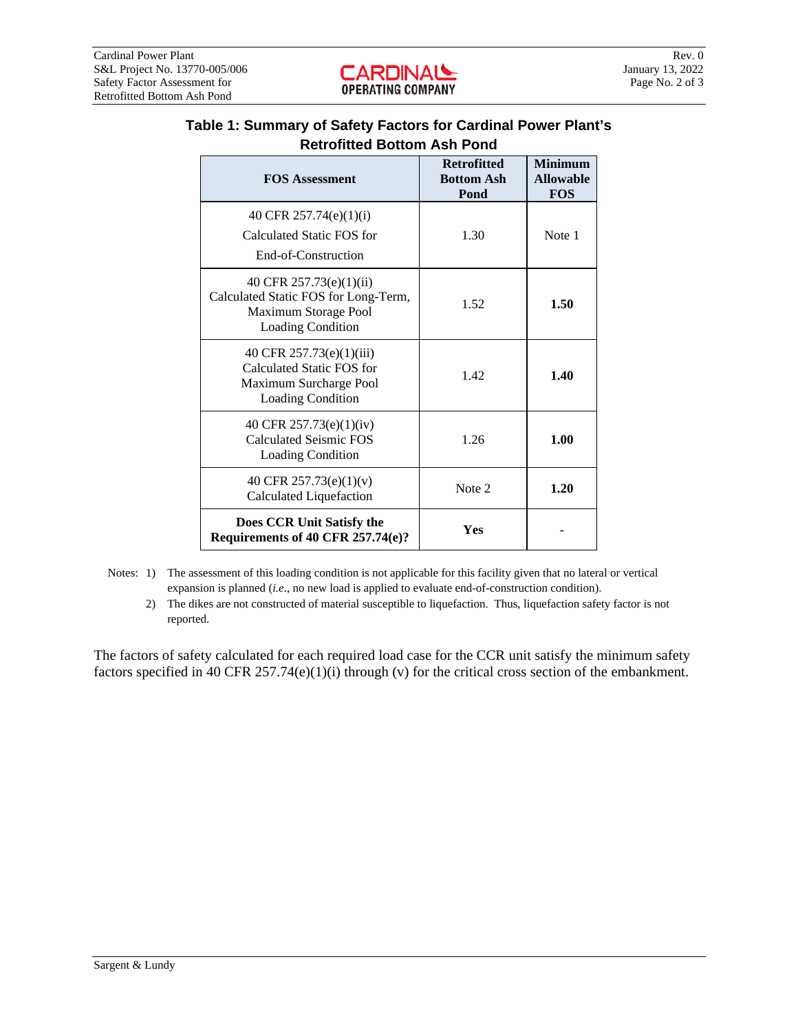**Table 1: Summary of Safety Factors for Cardinal Power Plant's Retrofitted Bottom Ash Pond**

| FOS Assessment | Retrofitted Bottom Ash Pond | Minimum Allowable FOS |
|---|---|---|
| 40 CFR 257.74(e)(1)(i) Calculated Static FOS for End-of-Construction | 1.30 | Note 1 |
| 40 CFR 257.73(e)(1)(ii) Calculated Static FOS for Long-Term, Maximum Storage Pool Loading Condition | 1.52 | **1.50** |
| 40 CFR 257.73(e)(1)(iii) Calculated Static FOS for Maximum Surcharge Pool Loading Condition | 1.42 | **1.40** |
| 40 CFR 257.73(e)(1)(iv) Calculated Seismic FOS Loading Condition | 1.26 | **1.00** |
| 40 CFR 257.73(e)(1)(v) Calculated Liquefaction | Note 2 | **1.20** |
| **Does CCR Unit Satisfy the Requirements of 40 CFR 257.74(e)?** | **Yes** | - |

Notes:
1) The assessment of this loading condition is not applicable for this facility given that no lateral or vertical expansion is planned (*i.e.*, no new load is applied to evaluate end-of-construction condition).
2) The dikes are not constructed of material susceptible to liquefaction. Thus, liquefaction safety factor is not reported.

The factors of safety calculated for each required load case for the CCR unit satisfy the minimum safety factors specified in 40 CFR 257.74(e)(1)(i) through (v) for the critical cross section of the embankment.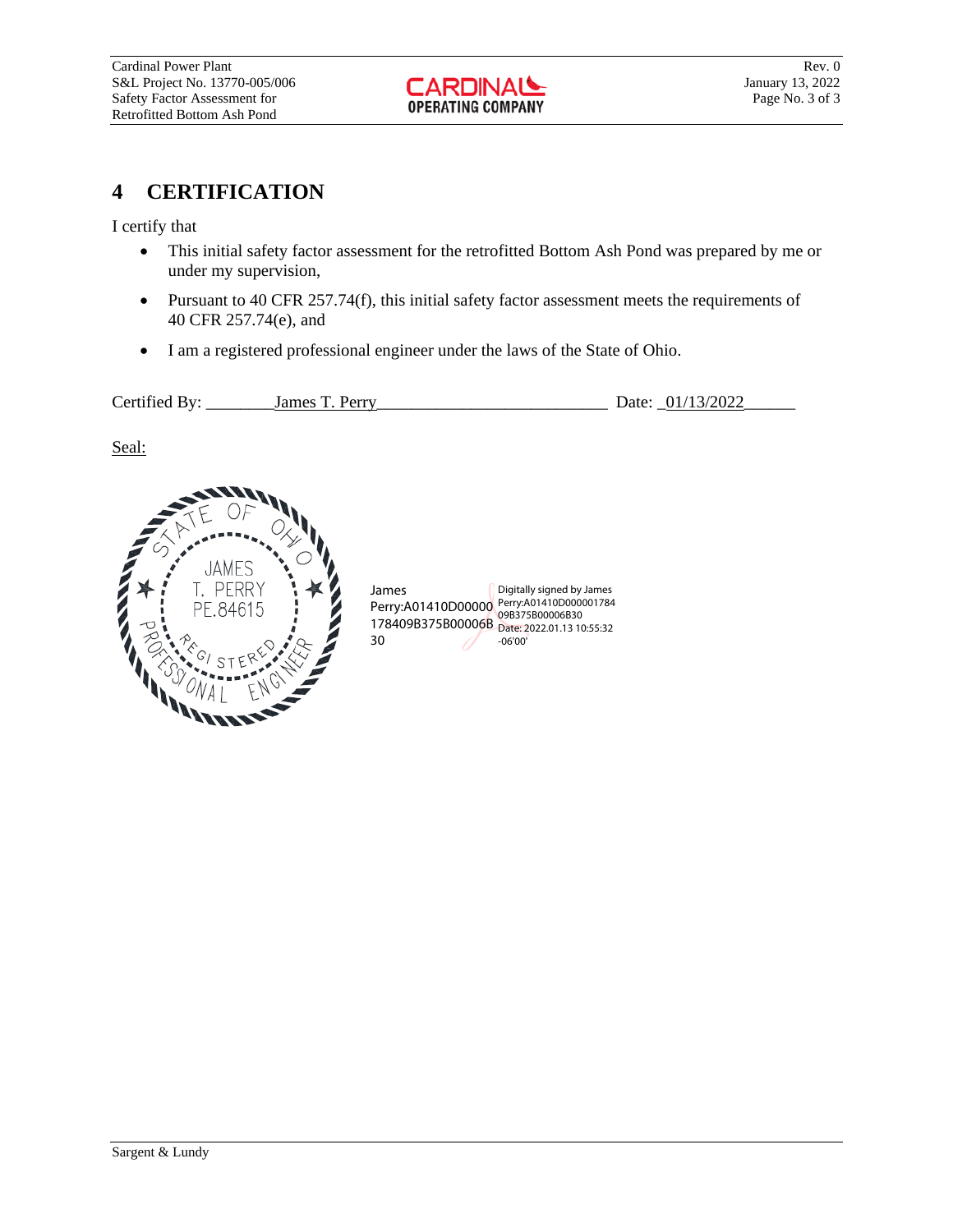# 4 CERTIFICATION

I certify that

- This initial safety factor assessment for the retrofitted Bottom Ash Pond was prepared by me or under my supervision,
- Pursuant to 40 CFR 257.74(f), this initial safety factor assessment meets the requirements of 40 CFR 257.74(e), and
- I am a registered professional engineer under the laws of the State of Ohio.

Certified By: ________James T. Perry___________________________ Date: _01/13/2022______

Seal:

STATE OF OHIO
JAMES
T. PERRY
PE.84615
REGISTERED
PROFESSIONAL ENGINEER

James Perry:A01410D00000178409B375B00006B30

Digitally signed by James Perry:A01410D000001784 09B375B00006B30
Date: 2022.01.13 10:55:32 -06'00'